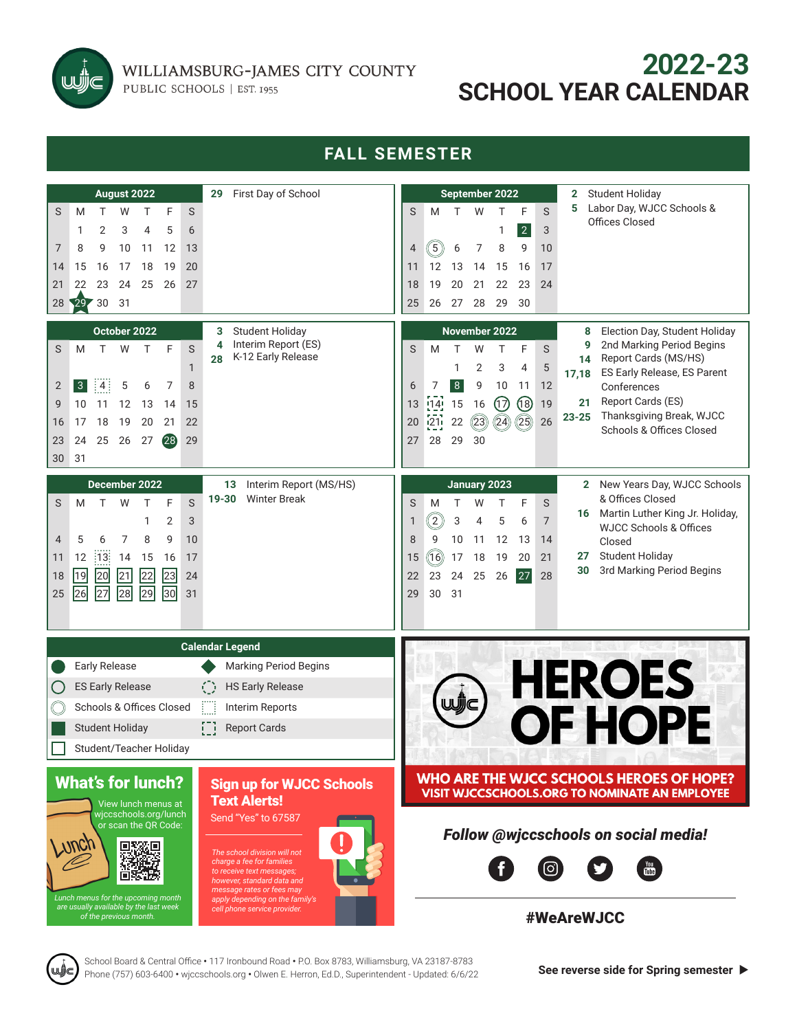# WILLIAMSBURG-JAMES CITY COUNTY PUBLIC SCHOOLS | EST. 1955

# 2022-23 SCHOOL YEAR CALENDAR

## FALL SEMESTER

### August 2022

| S | M | T | W | T | F | S |
|---|---|---|---|---|---|---|
| | 1 | 2 | 3 | 4 | 5 | 6 |
| 7 | 8 | 9 | 10 | 11 | 12 | 13 |
| 14 | 15 | 16 | 17 | 18 | 19 | 20 |
| 21 | 22 | 23 | 24 | 25 | 26 | 27 |
| 28 | 29 | 30 | 31 | | | |

- **29** First Day of School

### September 2022

| S | M | T | W | T | F | S |
|---|---|---|---|---|---|---|
| | | | | 1 | 2 | 3 |
| 4 | 5 | 6 | 7 | 8 | 9 | 10 |
| 11 | 12 | 13 | 14 | 15 | 16 | 17 |
| 18 | 19 | 20 | 21 | 22 | 23 | 24 |
| 25 | 26 | 27 | 28 | 29 | 30 | |

- **2** Student Holiday
- **5** Labor Day, WJCC Schools & Offices Closed

### October 2022

| S | M | T | W | T | F | S |
|---|---|---|---|---|---|---|
| | | | | | | 1 |
| 2 | 3 | 4 | 5 | 6 | 7 | 8 |
| 9 | 10 | 11 | 12 | 13 | 14 | 15 |
| 16 | 17 | 18 | 19 | 20 | 21 | 22 |
| 23 | 24 | 25 | 26 | 27 | 28 | 29 |
| 30 | 31 | | | | | |

- **3** Student Holiday
- **4** Interim Report (ES)
- **28** K-12 Early Release

### November 2022

| S | M | T | W | T | F | S |
|---|---|---|---|---|---|---|
| | | 1 | 2 | 3 | 4 | 5 |
| 6 | 7 | 8 | 9 | 10 | 11 | 12 |
| 13 | 14 | 15 | 16 | 17 | 18 | 19 |
| 20 | 21 | 22 | 23 | 24 | 25 | 26 |
| 27 | 28 | 29 | 30 | | | |

- **8** Election Day, Student Holiday
- **9** 2nd Marking Period Begins
- **14** Report Cards (MS/HS)
- **17,18** ES Early Release, ES Parent Conferences
- **21** Report Cards (ES)
- **23-25** Thanksgiving Break, WJCC Schools & Offices Closed

### December 2022

| S | M | T | W | T | F | S |
|---|---|---|---|---|---|---|
| | | | | 1 | 2 | 3 |
| 4 | 5 | 6 | 7 | 8 | 9 | 10 |
| 11 | 12 | 13 | 14 | 15 | 16 | 17 |
| 18 | 19 | 20 | 21 | 22 | 23 | 24 |
| 25 | 26 | 27 | 28 | 29 | 30 | 31 |

- **13** Interim Report (MS/HS)
- **19-30** Winter Break

### January 2023

| S | M | T | W | T | F | S |
|---|---|---|---|---|---|---|
| 1 | 2 | 3 | 4 | 5 | 6 | 7 |
| 8 | 9 | 10 | 11 | 12 | 13 | 14 |
| 15 | 16 | 17 | 18 | 19 | 20 | 21 |
| 22 | 23 | 24 | 25 | 26 | 27 | 28 |
| 29 | 30 | 31 | | | | |

- **2** New Years Day, WJCC Schools & Offices Closed
- **16** Martin Luther King Jr. Holiday, WJCC Schools & Offices Closed
- **27** Student Holiday
- **30** 3rd Marking Period Begins

### Calendar Legend

| | |
|---|---|
| Early Release | Marking Period Begins |
| ES Early Release | HS Early Release |
| Schools & Offices Closed | Interim Reports |
| Student Holiday | Report Cards |
| Student/Teacher Holiday | |

## What's for lunch?

View lunch menus at wjccschools.org/lunch or scan the QR Code:

*Lunch menus for the upcoming month are usually available by the last week of the previous month.*

## Sign up for WJCC Schools Text Alerts!

Send "Yes" to 67587

*The school division will not charge a fee for families to receive text messages; however, standard data and message rates or fees may apply depending on the family's cell phone service provider.*

## HEROES OF HOPE

**WHO ARE THE WJCC SCHOOLS HEROES OF HOPE?**
**VISIT WJCCSCHOOLS.ORG TO NOMINATE AN EMPLOYEE**

***Follow @wjccschools on social media!***

**#WeAreWJCC**

School Board & Central Office • 117 Ironbound Road • P.O. Box 8783, Williamsburg, VA 23187-8783
Phone (757) 603-6400 • wjccschools.org • Olwen E. Herron, Ed.D., Superintendent - Updated: 6/6/22

**See reverse side for Spring semester ▶**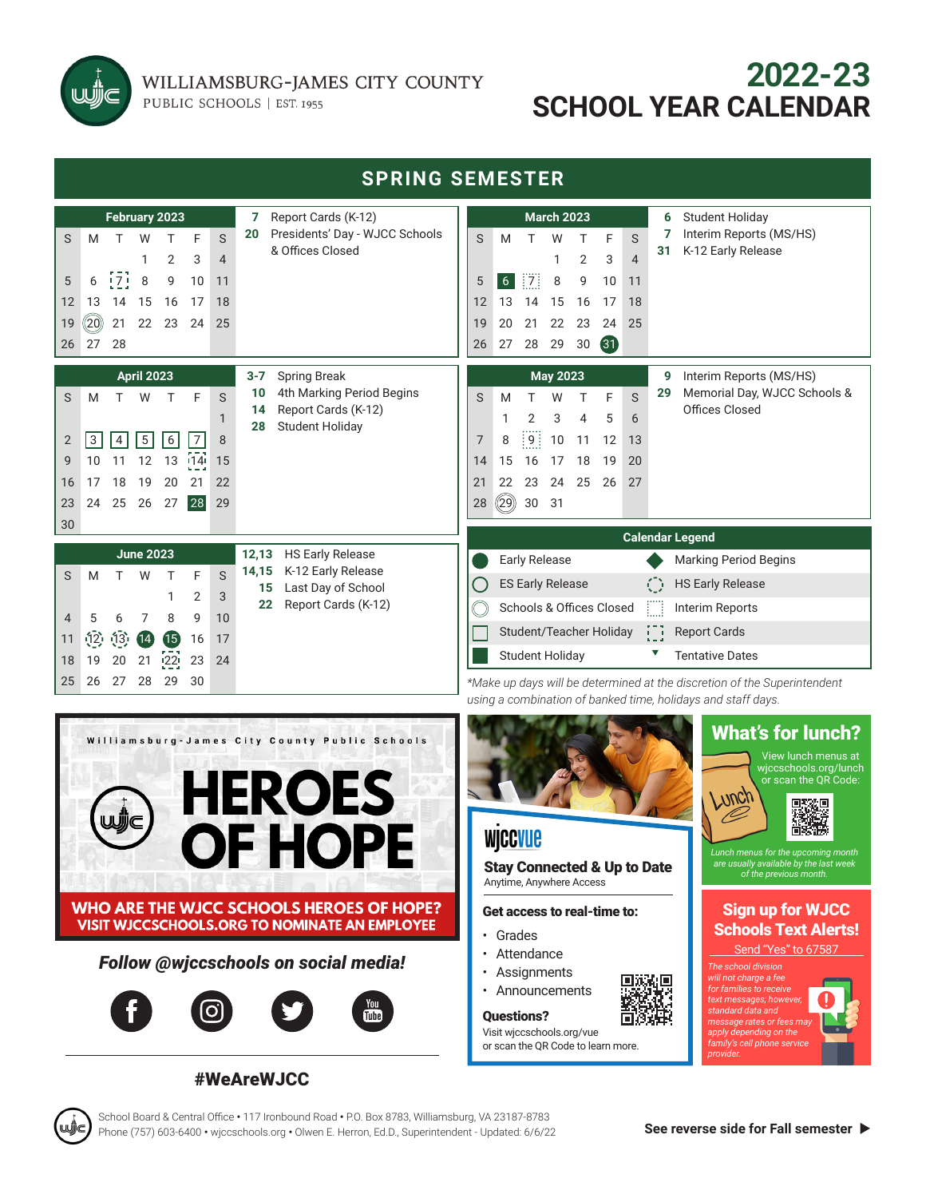# 2022-23 SCHOOL YEAR CALENDAR

WILLIAMSBURG-JAMES CITY COUNTY PUBLIC SCHOOLS | EST. 1955

## SPRING SEMESTER

### February 2023

| S | M | T | W | T | F | S |
|---|---|---|---|---|---|---|
| | | | 1 | 2 | 3 | 4 |
| 5 | 6 | 7 | 8 | 9 | 10 | 11 |
| 12 | 13 | 14 | 15 | 16 | 17 | 18 |
| 19 | 20 | 21 | 22 | 23 | 24 | 25 |
| 26 | 27 | 28 | | | | |

**7** Report Cards (K-12)
**20** Presidents' Day - WJCC Schools & Offices Closed

### March 2023

| S | M | T | W | T | F | S |
|---|---|---|---|---|---|---|
| | | | 1 | 2 | 3 | 4 |
| 5 | 6 | 7 | 8 | 9 | 10 | 11 |
| 12 | 13 | 14 | 15 | 16 | 17 | 18 |
| 19 | 20 | 21 | 22 | 23 | 24 | 25 |
| 26 | 27 | 28 | 29 | 30 | 31 | |

**6** Student Holiday
**7** Interim Reports (MS/HS)
**31** K-12 Early Release

### April 2023

| S | M | T | W | T | F | S |
|---|---|---|---|---|---|---|
| | | | | | | 1 |
| 2 | 3 | 4 | 5 | 6 | 7 | 8 |
| 9 | 10 | 11 | 12 | 13 | 14 | 15 |
| 16 | 17 | 18 | 19 | 20 | 21 | 22 |
| 23 | 24 | 25 | 26 | 27 | 28 | 29 |
| 30 | | | | | | |

**3-7** Spring Break
**10** 4th Marking Period Begins
**14** Report Cards (K-12)
**28** Student Holiday

### May 2023

| S | M | T | W | T | F | S |
|---|---|---|---|---|---|---|
| | 1 | 2 | 3 | 4 | 5 | 6 |
| 7 | 8 | 9 | 10 | 11 | 12 | 13 |
| 14 | 15 | 16 | 17 | 18 | 19 | 20 |
| 21 | 22 | 23 | 24 | 25 | 26 | 27 |
| 28 | 29 | 30 | 31 | | | |

**9** Interim Reports (MS/HS)
**29** Memorial Day, WJCC Schools & Offices Closed

### June 2023

| S | M | T | W | T | F | S |
|---|---|---|---|---|---|---|
| | | | | 1 | 2 | 3 |
| 4 | 5 | 6 | 7 | 8 | 9 | 10 |
| 11 | 12 | 13 | 14 | 15 | 16 | 17 |
| 18 | 19 | 20 | 21 | 22 | 23 | 24 |
| 25 | 26 | 27 | 28 | 29 | 30 | |

**12,13** HS Early Release
**14,15** K-12 Early Release
**15** Last Day of School
**22** Report Cards (K-12)

### Calendar Legend

| | |
|---|---|
| Early Release | Marking Period Begins |
| ES Early Release | HS Early Release |
| Schools & Offices Closed | Interim Reports |
| Student/Teacher Holiday | Report Cards |
| Student Holiday | Tentative Dates |

*\*Make up days will be determined at the discretion of the Superintendent using a combination of banked time, holidays and staff days.*

Williamsburg-James City County Public Schools

# HEROES OF HOPE

**WHO ARE THE WJCC SCHOOLS HEROES OF HOPE?**
**VISIT WJCCSCHOOLS.ORG TO NOMINATE AN EMPLOYEE**

***Follow @wjccschools on social media!***

**#WeAreWJCC**

wjccvue

**Stay Connected & Up to Date**
Anytime, Anywhere Access

**Get access to real-time to:**

- Grades
- Attendance
- Assignments
- Announcements

**Questions?**
Visit wjccschools.org/vue or scan the QR Code to learn more.

## What's for lunch?

View lunch menus at wjccschools.org/lunch or scan the QR Code:

*Lunch menus for the upcoming month are usually available by the last week of the previous month.*

## Sign up for WJCC Schools Text Alerts!

Send "Yes" to 67587

*The school division will not charge a fee for families to receive text messages; however, standard data and message rates or fees may apply depending on the family's cell phone service provider.*

School Board & Central Office • 117 Ironbound Road • P.O. Box 8783, Williamsburg, VA 23187-8783
Phone (757) 603-6400 • wjccschools.org • Olwen E. Herron, Ed.D., Superintendent - Updated: 6/6/22

**See reverse side for Fall semester ▶**